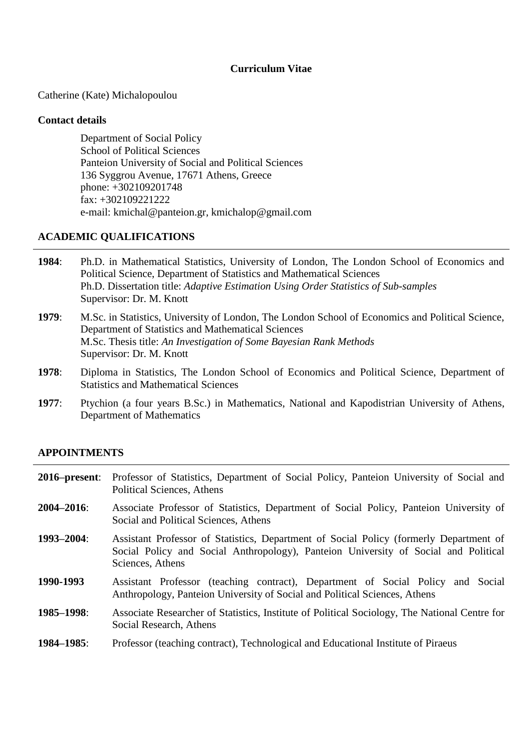# Curriculum Vitae

Catherine (Kate) Michalopoulou

**Contact details**

Department of Social Policy
School of Political Sciences
Panteion University of Social and Political Sciences
136 Syggrou Avenue, 17671 Athens, Greece
phone: +302109201748
fax: +302109221222
e-mail: kmichal@panteion.gr, kmichalop@gmail.com

## ACADEMIC QUALIFICATIONS

**1984**: Ph.D. in Mathematical Statistics, University of London, The London School of Economics and Political Science, Department of Statistics and Mathematical Sciences
Ph.D. Dissertation title: *Adaptive Estimation Using Order Statistics of Sub-samples*
Supervisor: Dr. M. Knott

**1979**: M.Sc. in Statistics, University of London, The London School of Economics and Political Science, Department of Statistics and Mathematical Sciences
M.Sc. Thesis title: *An Investigation of Some Bayesian Rank Methods*
Supervisor: Dr. M. Knott

**1978**: Diploma in Statistics, The London School of Economics and Political Science, Department of Statistics and Mathematical Sciences

**1977**: Ptychion (a four years B.Sc.) in Mathematics, National and Kapodistrian University of Athens, Department of Mathematics

## APPOINTMENTS

**2016–present**: Professor of Statistics, Department of Social Policy, Panteion University of Social and Political Sciences, Athens

**2004–2016**: Associate Professor of Statistics, Department of Social Policy, Panteion University of Social and Political Sciences, Athens

**1993–2004**: Assistant Professor of Statistics, Department of Social Policy (formerly Department of Social Policy and Social Anthropology), Panteion University of Social and Political Sciences, Athens

**1990-1993** Assistant Professor (teaching contract), Department of Social Policy and Social Anthropology, Panteion University of Social and Political Sciences, Athens

**1985–1998**: Associate Researcher of Statistics, Institute of Political Sociology, The National Centre for Social Research, Athens

**1984–1985**: Professor (teaching contract), Technological and Educational Institute of Piraeus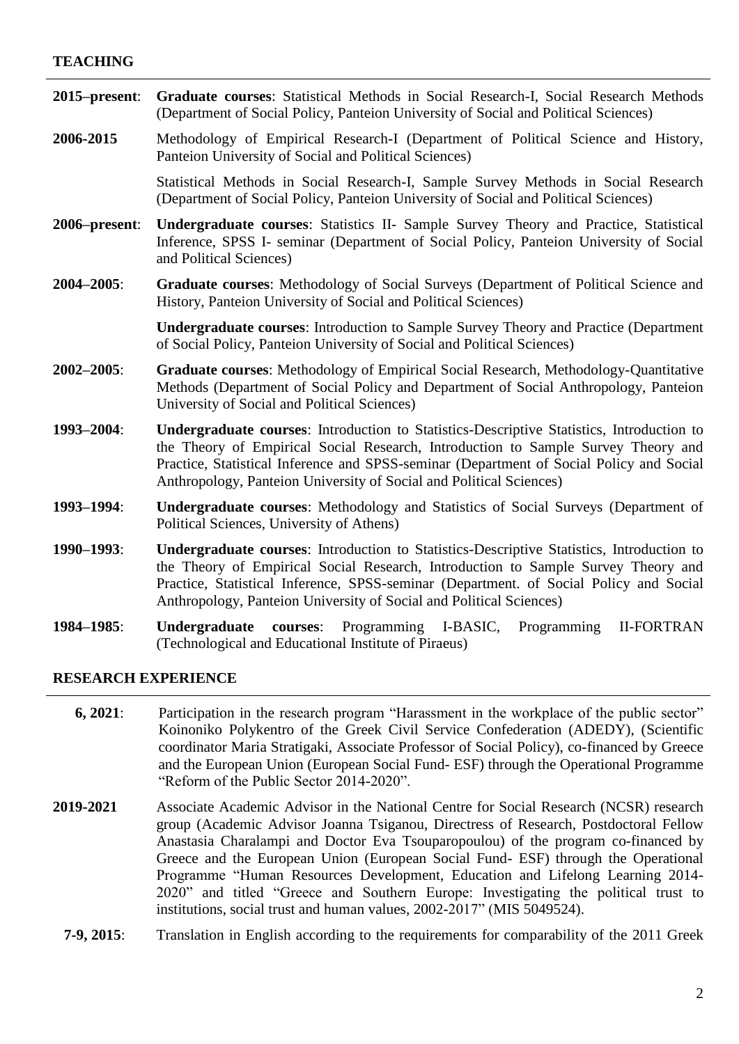## TEACHING

**2015–present**: **Graduate courses**: Statistical Methods in Social Research-I, Social Research Methods (Department of Social Policy, Panteion University of Social and Political Sciences)

**2006-2015** Methodology of Empirical Research-I (Department of Political Science and History, Panteion University of Social and Political Sciences)

Statistical Methods in Social Research-I, Sample Survey Methods in Social Research (Department of Social Policy, Panteion University of Social and Political Sciences)

**2006–present**: **Undergraduate courses**: Statistics II- Sample Survey Theory and Practice, Statistical Inference, SPSS I- seminar (Department of Social Policy, Panteion University of Social and Political Sciences)

**2004–2005**: **Graduate courses**: Methodology of Social Surveys (Department of Political Science and History, Panteion University of Social and Political Sciences)

**Undergraduate courses**: Introduction to Sample Survey Theory and Practice (Department of Social Policy, Panteion University of Social and Political Sciences)

**2002–2005**: **Graduate courses**: Methodology of Empirical Social Research, Methodology-Quantitative Methods (Department of Social Policy and Department of Social Anthropology, Panteion University of Social and Political Sciences)

**1993–2004**: **Undergraduate courses**: Introduction to Statistics-Descriptive Statistics, Introduction to the Theory of Empirical Social Research, Introduction to Sample Survey Theory and Practice, Statistical Inference and SPSS-seminar (Department of Social Policy and Social Anthropology, Panteion University of Social and Political Sciences)

**1993–1994**: **Undergraduate courses**: Methodology and Statistics of Social Surveys (Department of Political Sciences, University of Athens)

**1990–1993**: **Undergraduate courses**: Introduction to Statistics-Descriptive Statistics, Introduction to the Theory of Empirical Social Research, Introduction to Sample Survey Theory and Practice, Statistical Inference, SPSS-seminar (Department. of Social Policy and Social Anthropology, Panteion University of Social and Political Sciences)

**1984–1985**: **Undergraduate courses**: Programming I-BASIC, Programming II-FORTRAN (Technological and Educational Institute of Piraeus)

## RESEARCH EXPERIENCE

**6, 2021**: Participation in the research program "Harassment in the workplace of the public sector" Koinoniko Polykentro of the Greek Civil Service Confederation (ADEDY), (Scientific coordinator Maria Stratigaki, Associate Professor of Social Policy), co-financed by Greece and the European Union (European Social Fund- ESF) through the Operational Programme "Reform of the Public Sector 2014-2020".

**2019-2021** Associate Academic Advisor in the National Centre for Social Research (NCSR) research group (Academic Advisor Joanna Tsiganou, Directress of Research, Postdoctoral Fellow Anastasia Charalampi and Doctor Eva Tsouparopoulou) of the program co-financed by Greece and the European Union (European Social Fund- ESF) through the Operational Programme "Human Resources Development, Education and Lifelong Learning 2014-2020" and titled "Greece and Southern Europe: Investigating the political trust to institutions, social trust and human values, 2002-2017" (MIS 5049524).

**7-9, 2015**: Translation in English according to the requirements for comparability of the 2011 Greek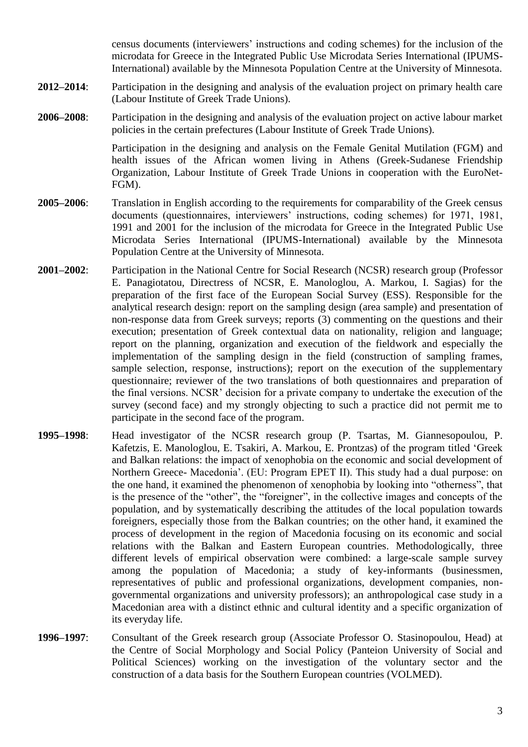census documents (interviewers' instructions and coding schemes) for the inclusion of the microdata for Greece in the Integrated Public Use Microdata Series International (IPUMS-International) available by the Minnesota Population Centre at the University of Minnesota.

**2012–2014**: Participation in the designing and analysis of the evaluation project on primary health care (Labour Institute of Greek Trade Unions).

**2006–2008**: Participation in the designing and analysis of the evaluation project on active labour market policies in the certain prefectures (Labour Institute of Greek Trade Unions).

Participation in the designing and analysis on the Female Genital Mutilation (FGM) and health issues of the African women living in Athens (Greek-Sudanese Friendship Organization, Labour Institute of Greek Trade Unions in cooperation with the EuroNet-FGM).

**2005–2006**: Translation in English according to the requirements for comparability of the Greek census documents (questionnaires, interviewers' instructions, coding schemes) for 1971, 1981, 1991 and 2001 for the inclusion of the microdata for Greece in the Integrated Public Use Microdata Series International (IPUMS-International) available by the Minnesota Population Centre at the University of Minnesota.

**2001–2002**: Participation in the National Centre for Social Research (NCSR) research group (Professor E. Panagiotatou, Directress of NCSR, E. Manologlou, A. Markou, I. Sagias) for the preparation of the first face of the European Social Survey (ESS). Responsible for the analytical research design: report on the sampling design (area sample) and presentation of non-response data from Greek surveys; reports (3) commenting on the questions and their execution; presentation of Greek contextual data on nationality, religion and language; report on the planning, organization and execution of the fieldwork and especially the implementation of the sampling design in the field (construction of sampling frames, sample selection, response, instructions); report on the execution of the supplementary questionnaire; reviewer of the two translations of both questionnaires and preparation of the final versions. NCSR' decision for a private company to undertake the execution of the survey (second face) and my strongly objecting to such a practice did not permit me to participate in the second face of the program.

**1995–1998**: Head investigator of the NCSR research group (P. Tsartas, M. Giannesopoulou, P. Kafetzis, E. Manologlou, E. Tsakiri, A. Markou, E. Prontzas) of the program titled 'Greek and Balkan relations: the impact of xenophobia on the economic and social development of Northern Greece- Macedonia'. (EU: Program EPET II). This study had a dual purpose: on the one hand, it examined the phenomenon of xenophobia by looking into "otherness", that is the presence of the "other", the "foreigner", in the collective images and concepts of the population, and by systematically describing the attitudes of the local population towards foreigners, especially those from the Balkan countries; on the other hand, it examined the process of development in the region of Macedonia focusing on its economic and social relations with the Balkan and Eastern European countries. Methodologically, three different levels of empirical observation were combined: a large-scale sample survey among the population of Macedonia; a study of key-informants (businessmen, representatives of public and professional organizations, development companies, non-governmental organizations and university professors); an anthropological case study in a Macedonian area with a distinct ethnic and cultural identity and a specific organization of its everyday life.

**1996–1997**: Consultant of the Greek research group (Associate Professor O. Stasinopoulou, Head) at the Centre of Social Morphology and Social Policy (Panteion University of Social and Political Sciences) working on the investigation of the voluntary sector and the construction of a data basis for the Southern European countries (VOLMED).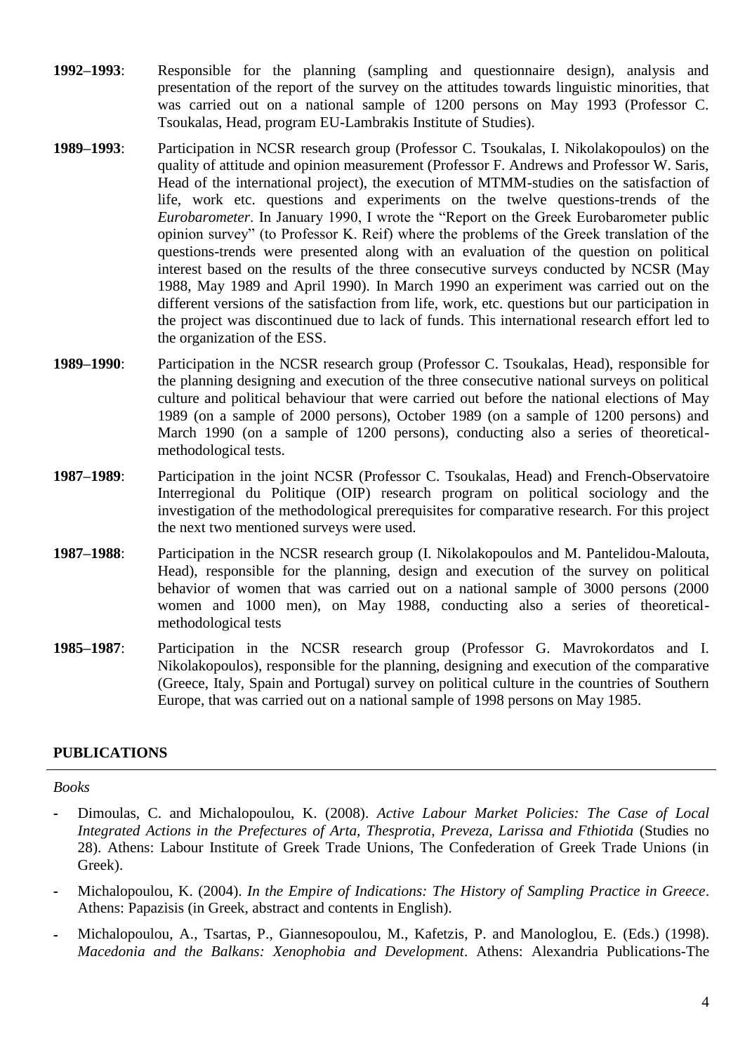**1992–1993**: Responsible for the planning (sampling and questionnaire design), analysis and presentation of the report of the survey on the attitudes towards linguistic minorities, that was carried out on a national sample of 1200 persons on May 1993 (Professor C. Tsoukalas, Head, program EU-Lambrakis Institute of Studies).

**1989–1993**: Participation in NCSR research group (Professor C. Tsoukalas, I. Nikolakopoulos) on the quality of attitude and opinion measurement (Professor F. Andrews and Professor W. Saris, Head of the international project), the execution of MTMM-studies on the satisfaction of life, work etc. questions and experiments on the twelve questions-trends of the *Eurobarometer*. In January 1990, I wrote the "Report on the Greek Eurobarometer public opinion survey" (to Professor K. Reif) where the problems of the Greek translation of the questions-trends were presented along with an evaluation of the question on political interest based on the results of the three consecutive surveys conducted by NCSR (May 1988, May 1989 and April 1990). In March 1990 an experiment was carried out on the different versions of the satisfaction from life, work, etc. questions but our participation in the project was discontinued due to lack of funds. This international research effort led to the organization of the ESS.

**1989–1990**: Participation in the NCSR research group (Professor C. Tsoukalas, Head), responsible for the planning designing and execution of the three consecutive national surveys on political culture and political behaviour that were carried out before the national elections of May 1989 (on a sample of 2000 persons), October 1989 (on a sample of 1200 persons) and March 1990 (on a sample of 1200 persons), conducting also a series of theoretical-methodological tests.

**1987–1989**: Participation in the joint NCSR (Professor C. Tsoukalas, Head) and French-Observatoire Interregional du Politique (OIP) research program on political sociology and the investigation of the methodological prerequisites for comparative research. For this project the next two mentioned surveys were used.

**1987–1988**: Participation in the NCSR research group (I. Nikolakopoulos and M. Pantelidou-Malouta, Head), responsible for the planning, design and execution of the survey on political behavior of women that was carried out on a national sample of 3000 persons (2000 women and 1000 men), on May 1988, conducting also a series of theoretical-methodological tests

**1985–1987**: Participation in the NCSR research group (Professor G. Mavrokordatos and I. Nikolakopoulos), responsible for the planning, designing and execution of the comparative (Greece, Italy, Spain and Portugal) survey on political culture in the countries of Southern Europe, that was carried out on a national sample of 1998 persons on May 1985.

## PUBLICATIONS

*Books*

- Dimoulas, C. and Michalopoulou, K. (2008). *Active Labour Market Policies: The Case of Local Integrated Actions in the Prefectures of Arta, Thesprotia, Preveza, Larissa and Fthiotida* (Studies no 28). Athens: Labour Institute of Greek Trade Unions, The Confederation of Greek Trade Unions (in Greek).
- Michalopoulou, K. (2004). *In the Empire of Indications: The History of Sampling Practice in Greece*. Athens: Papazisis (in Greek, abstract and contents in English).
- Michalopoulou, A., Tsartas, P., Giannesopoulou, M., Kafetzis, P. and Manologlou, E. (Eds.) (1998). *Macedonia and the Balkans: Xenophobia and Development*. Athens: Alexandria Publications-The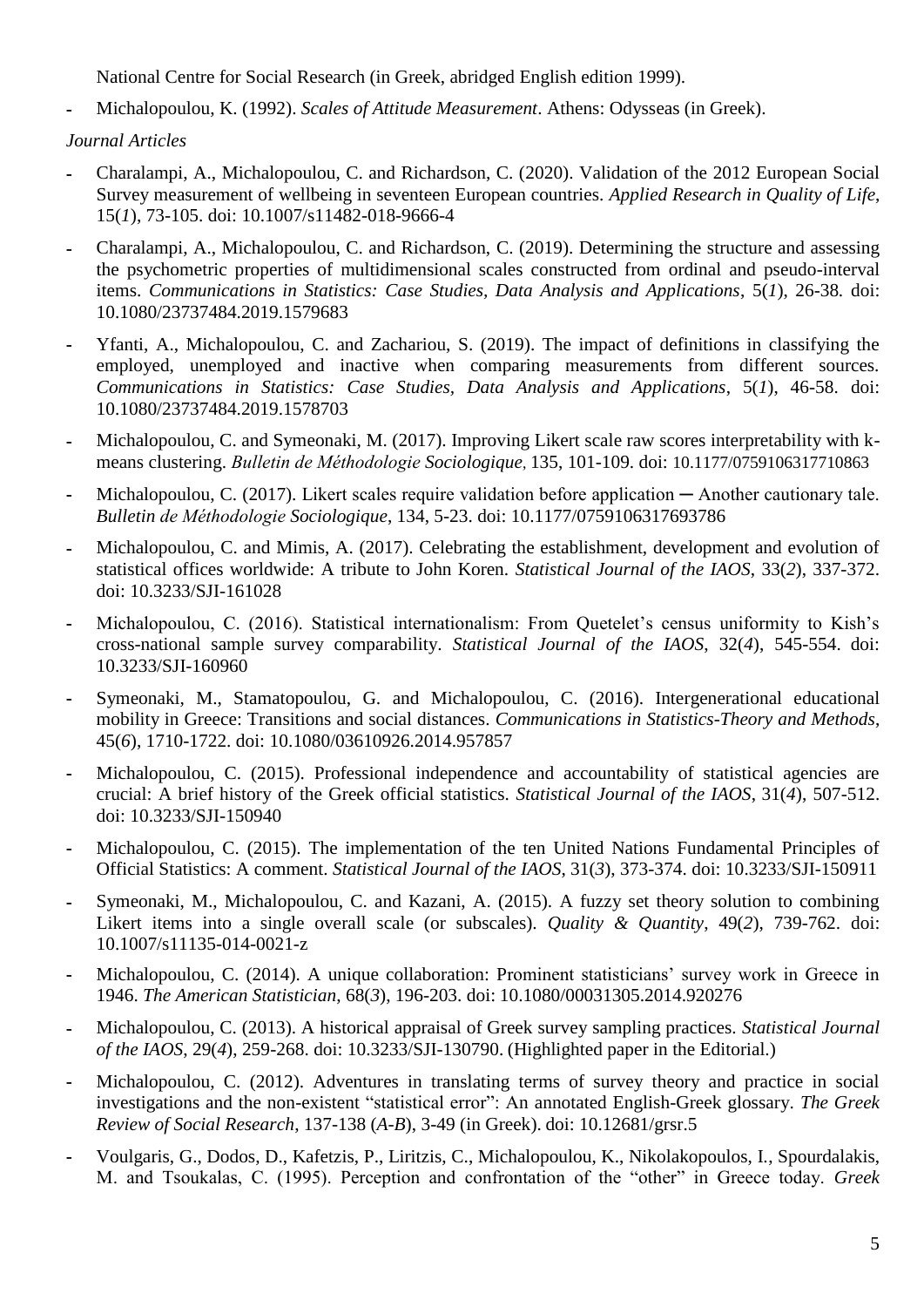National Centre for Social Research (in Greek, abridged English edition 1999).

- Michalopoulou, K. (1992). *Scales of Attitude Measurement*. Athens: Odysseas (in Greek).

*Journal Articles*

- Charalampi, A., Michalopoulou, C. and Richardson, C. (2020). Validation of the 2012 European Social Survey measurement of wellbeing in seventeen European countries. *Applied Research in Quality of Life*, 15(*1*), 73-105. doi: 10.1007/s11482-018-9666-4
- Charalampi, A., Michalopoulou, C. and Richardson, C. (2019). Determining the structure and assessing the psychometric properties of multidimensional scales constructed from ordinal and pseudo-interval items. *Communications in Statistics: Case Studies, Data Analysis and Applications*, 5(*1*), 26-38. doi: 10.1080/23737484.2019.1579683
- Yfanti, A., Michalopoulou, C. and Zachariou, S. (2019). The impact of definitions in classifying the employed, unemployed and inactive when comparing measurements from different sources. *Communications in Statistics: Case Studies, Data Analysis and Applications*, 5(*1*), 46-58. doi: 10.1080/23737484.2019.1578703
- Michalopoulou, C. and Symeonaki, M. (2017). Improving Likert scale raw scores interpretability with k-means clustering. *Bulletin de Méthodologie Sociologique*, 135, 101-109. doi: 10.1177/0759106317710863
- Michalopoulou, C. (2017). Likert scales require validation before application ─ Another cautionary tale. *Bulletin de Méthodologie Sociologique*, 134, 5-23. doi: 10.1177/0759106317693786
- Michalopoulou, C. and Mimis, A. (2017). Celebrating the establishment, development and evolution of statistical offices worldwide: A tribute to John Koren. *Statistical Journal of the IAOS*, 33(*2*), 337-372. doi: 10.3233/SJI-161028
- Michalopoulou, C. (2016). Statistical internationalism: From Quetelet's census uniformity to Kish's cross-national sample survey comparability. *Statistical Journal of the IAOS*, 32(*4*), 545-554. doi: 10.3233/SJI-160960
- Symeonaki, M., Stamatopoulou, G. and Michalopoulou, C. (2016). Intergenerational educational mobility in Greece: Transitions and social distances. *Communications in Statistics-Theory and Methods*, 45(*6*), 1710-1722. doi: 10.1080/03610926.2014.957857
- Michalopoulou, C. (2015). Professional independence and accountability of statistical agencies are crucial: A brief history of the Greek official statistics. *Statistical Journal of the IAOS*, 31(*4*), 507-512. doi: 10.3233/SJI-150940
- Michalopoulou, C. (2015). The implementation of the ten United Nations Fundamental Principles of Official Statistics: A comment. *Statistical Journal of the IAOS*, 31(*3*), 373-374. doi: 10.3233/SJI-150911
- Symeonaki, M., Michalopoulou, C. and Kazani, A. (2015). A fuzzy set theory solution to combining Likert items into a single overall scale (or subscales). *Quality & Quantity*, 49(*2*), 739-762. doi: 10.1007/s11135-014-0021-z
- Michalopoulou, C. (2014). A unique collaboration: Prominent statisticians' survey work in Greece in 1946. *The American Statistician*, 68(*3*), 196-203. doi: 10.1080/00031305.2014.920276
- Michalopoulou, C. (2013). A historical appraisal of Greek survey sampling practices. *Statistical Journal of the IAOS*, 29(*4*), 259-268. doi: 10.3233/SJI-130790. (Highlighted paper in the Editorial.)
- Michalopoulou, C. (2012). Adventures in translating terms of survey theory and practice in social investigations and the non-existent "statistical error": An annotated English-Greek glossary. *The Greek Review of Social Research*, 137-138 (*A-B*), 3-49 (in Greek). doi: 10.12681/grsr.5
- Voulgaris, G., Dodos, D., Kafetzis, P., Liritzis, C., Michalopoulou, K., Nikolakopoulos, I., Spourdalakis, M. and Tsoukalas, C. (1995). Perception and confrontation of the "other" in Greece today. *Greek*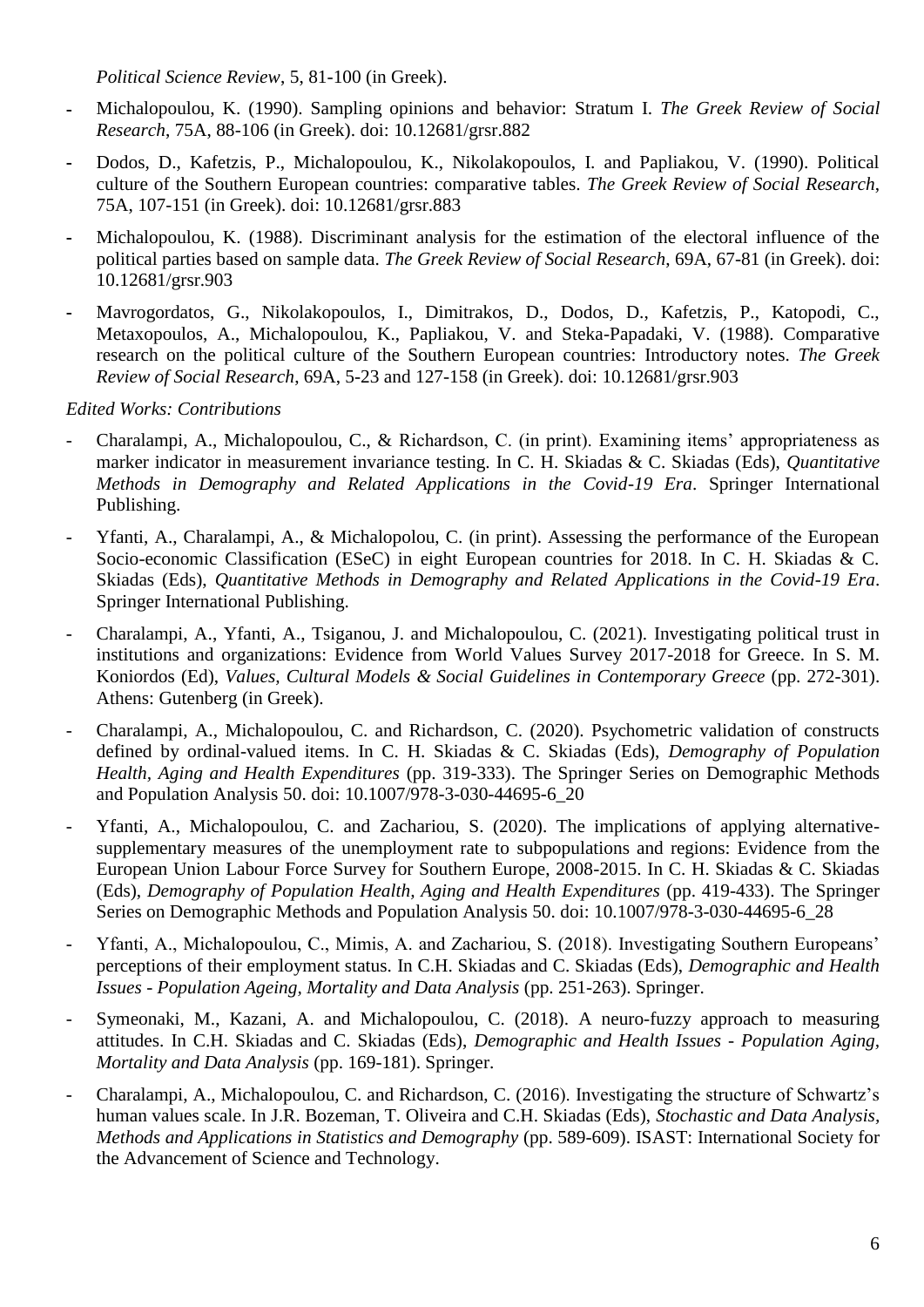*Political Science Review*, 5, 81-100 (in Greek).

- Michalopoulou, K. (1990). Sampling opinions and behavior: Stratum I. *The Greek Review of Social Research*, 75A, 88-106 (in Greek). doi: 10.12681/grsr.882
- Dodos, D., Kafetzis, P., Michalopoulou, K., Nikolakopoulos, I. and Papliakou, V. (1990). Political culture of the Southern European countries: comparative tables. *The Greek Review of Social Research*, 75A, 107-151 (in Greek). doi: 10.12681/grsr.883
- Michalopoulou, K. (1988). Discriminant analysis for the estimation of the electoral influence of the political parties based on sample data. *The Greek Review of Social Research*, 69A, 67-81 (in Greek). doi: 10.12681/grsr.903
- Mavrogordatos, G., Nikolakopoulos, I., Dimitrakos, D., Dodos, D., Kafetzis, P., Katopodi, C., Metaxopoulos, A., Michalopoulou, K., Papliakou, V. and Steka-Papadaki, V. (1988). Comparative research on the political culture of the Southern European countries: Introductory notes. *The Greek Review of Social Research*, 69A, 5-23 and 127-158 (in Greek). doi: 10.12681/grsr.903

*Edited Works: Contributions*

- Charalampi, A., Michalopoulou, C., & Richardson, C. (in print). Examining items' appropriateness as marker indicator in measurement invariance testing. In C. H. Skiadas & C. Skiadas (Eds), *Quantitative Methods in Demography and Related Applications in the Covid-19 Era*. Springer International Publishing.
- Yfanti, A., Charalampi, A., & Michalopolou, C. (in print). Assessing the performance of the European Socio-economic Classification (ESeC) in eight European countries for 2018. In C. H. Skiadas & C. Skiadas (Eds), *Quantitative Methods in Demography and Related Applications in the Covid-19 Era*. Springer International Publishing.
- Charalampi, A., Yfanti, A., Tsiganou, J. and Michalopoulou, C. (2021). Investigating political trust in institutions and organizations: Evidence from World Values Survey 2017-2018 for Greece. In S. M. Koniordos (Ed), *Values, Cultural Models & Social Guidelines in Contemporary Greece* (pp. 272-301). Athens: Gutenberg (in Greek).
- Charalampi, A., Michalopoulou, C. and Richardson, C. (2020). Psychometric validation of constructs defined by ordinal-valued items. In C. H. Skiadas & C. Skiadas (Eds), *Demography of Population Health, Aging and Health Expenditures* (pp. 319-333). The Springer Series on Demographic Methods and Population Analysis 50. doi: 10.1007/978-3-030-44695-6_20
- Yfanti, A., Michalopoulou, C. and Zachariou, S. (2020). The implications of applying alternative-supplementary measures of the unemployment rate to subpopulations and regions: Evidence from the European Union Labour Force Survey for Southern Europe, 2008-2015. In C. H. Skiadas & C. Skiadas (Eds), *Demography of Population Health, Aging and Health Expenditures* (pp. 419-433). The Springer Series on Demographic Methods and Population Analysis 50. doi: 10.1007/978-3-030-44695-6_28
- Yfanti, A., Michalopoulou, C., Mimis, A. and Zachariou, S. (2018). Investigating Southern Europeans' perceptions of their employment status. In C.H. Skiadas and C. Skiadas (Eds), *Demographic and Health Issues - Population Ageing, Mortality and Data Analysis* (pp. 251-263). Springer.
- Symeonaki, M., Kazani, A. and Michalopoulou, C. (2018). A neuro-fuzzy approach to measuring attitudes. In C.H. Skiadas and C. Skiadas (Eds), *Demographic and Health Issues - Population Aging, Mortality and Data Analysis* (pp. 169-181). Springer.
- Charalampi, A., Michalopoulou, C. and Richardson, C. (2016). Investigating the structure of Schwartz's human values scale. In J.R. Bozeman, T. Oliveira and C.H. Skiadas (Eds), *Stochastic and Data Analysis, Methods and Applications in Statistics and Demography* (pp. 589-609). ISAST: International Society for the Advancement of Science and Technology.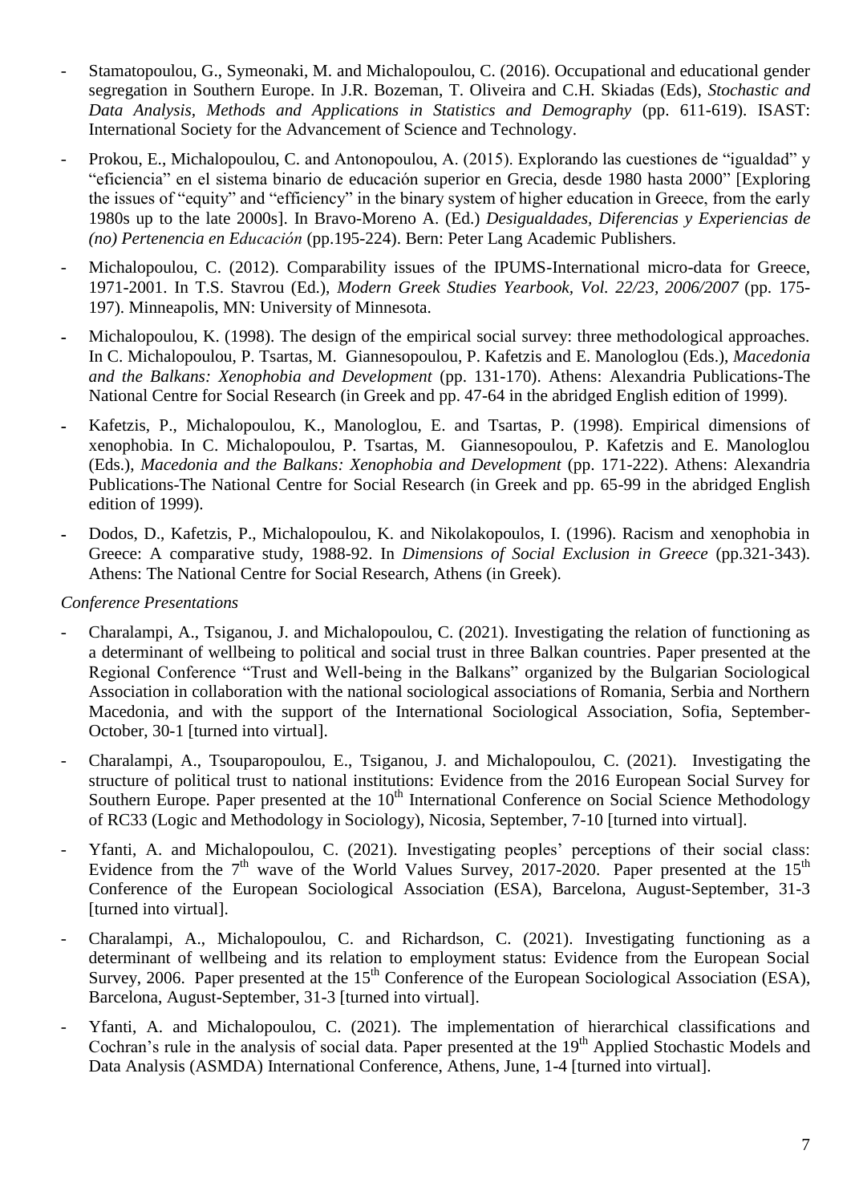- Stamatopoulou, G., Symeonaki, M. and Michalopoulou, C. (2016). Occupational and educational gender segregation in Southern Europe. In J.R. Bozeman, T. Oliveira and C.H. Skiadas (Eds), *Stochastic and Data Analysis, Methods and Applications in Statistics and Demography* (pp. 611-619). ISAST: International Society for the Advancement of Science and Technology.
- Prokou, E., Michalopoulou, C. and Antonopoulou, A. (2015). Explorando las cuestiones de "igualdad" y "eficiencia" en el sistema binario de educación superior en Grecia, desde 1980 hasta 2000" [Exploring the issues of "equity" and "efficiency" in the binary system of higher education in Greece, from the early 1980s up to the late 2000s]. In Bravo-Moreno A. (Ed.) *Desigualdades, Diferencias y Experiencias de (no) Pertenencia en Educación* (pp.195-224). Bern: Peter Lang Academic Publishers.
- Michalopoulou, C. (2012). Comparability issues of the IPUMS-International micro-data for Greece, 1971-2001. In T.S. Stavrou (Ed.), *Modern Greek Studies Yearbook, Vol. 22/23, 2006/2007* (pp. 175-197). Minneapolis, MN: University of Minnesota.
- Michalopoulou, K. (1998). The design of the empirical social survey: three methodological approaches. In C. Michalopoulou, P. Tsartas, M. Giannesopoulou, P. Kafetzis and E. Manologlou (Eds.), *Macedonia and the Balkans: Xenophobia and Development* (pp. 131-170). Athens: Alexandria Publications-The National Centre for Social Research (in Greek and pp. 47-64 in the abridged English edition of 1999).
- Kafetzis, P., Michalopoulou, K., Manologlou, E. and Tsartas, P. (1998). Empirical dimensions of xenophobia. In C. Michalopoulou, P. Tsartas, M. Giannesopoulou, P. Kafetzis and E. Manologlou (Eds.), *Macedonia and the Balkans: Xenophobia and Development* (pp. 171-222). Athens: Alexandria Publications-The National Centre for Social Research (in Greek and pp. 65-99 in the abridged English edition of 1999).
- Dodos, D., Kafetzis, P., Michalopoulou, K. and Nikolakopoulos, I. (1996). Racism and xenophobia in Greece: A comparative study, 1988-92. In *Dimensions of Social Exclusion in Greece* (pp.321-343). Athens: The National Centre for Social Research, Athens (in Greek).

*Conference Presentations*

- Charalampi, A., Tsiganou, J. and Michalopoulou, C. (2021). Investigating the relation of functioning as a determinant of wellbeing to political and social trust in three Balkan countries. Paper presented at the Regional Conference "Trust and Well-being in the Balkans" organized by the Bulgarian Sociological Association in collaboration with the national sociological associations of Romania, Serbia and Northern Macedonia, and with the support of the International Sociological Association, Sofia, September-October, 30-1 [turned into virtual].
- Charalampi, A., Tsouparopoulou, E., Tsiganou, J. and Michalopoulou, C. (2021). Investigating the structure of political trust to national institutions: Evidence from the 2016 European Social Survey for Southern Europe. Paper presented at the 10th International Conference on Social Science Methodology of RC33 (Logic and Methodology in Sociology), Nicosia, September, 7-10 [turned into virtual].
- Yfanti, A. and Michalopoulou, C. (2021). Investigating peoples' perceptions of their social class: Evidence from the 7th wave of the World Values Survey, 2017-2020. Paper presented at the 15th Conference of the European Sociological Association (ESA), Barcelona, August-September, 31-3 [turned into virtual].
- Charalampi, A., Michalopoulou, C. and Richardson, C. (2021). Investigating functioning as a determinant of wellbeing and its relation to employment status: Evidence from the European Social Survey, 2006. Paper presented at the 15th Conference of the European Sociological Association (ESA), Barcelona, August-September, 31-3 [turned into virtual].
- Yfanti, A. and Michalopoulou, C. (2021). The implementation of hierarchical classifications and Cochran's rule in the analysis of social data. Paper presented at the 19th Applied Stochastic Models and Data Analysis (ASMDA) International Conference, Athens, June, 1-4 [turned into virtual].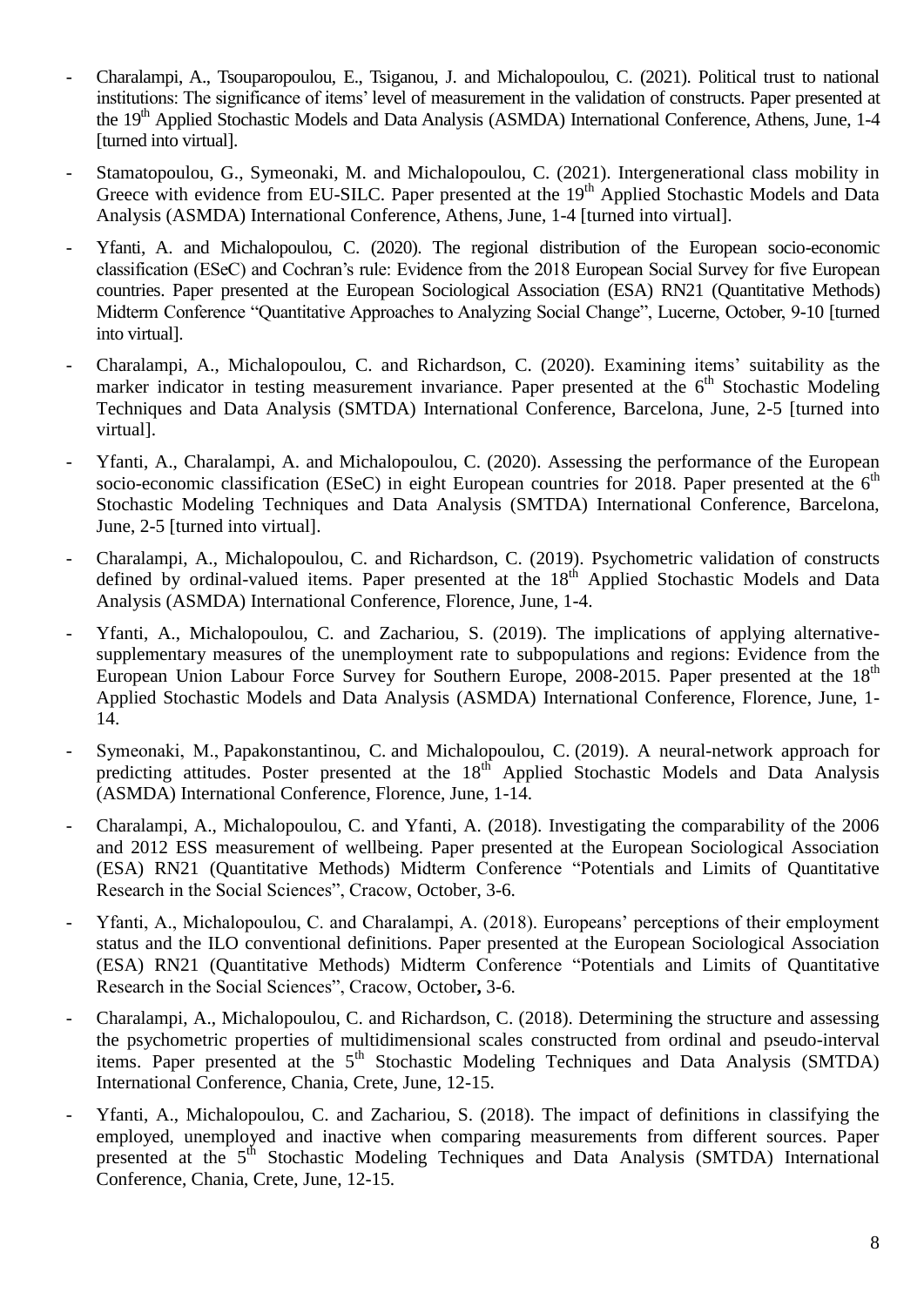- Charalampi, A., Tsouparopoulou, E., Tsiganou, J. and Michalopoulou, C. (2021). Political trust to national institutions: The significance of items' level of measurement in the validation of constructs. Paper presented at the 19th Applied Stochastic Models and Data Analysis (ASMDA) International Conference, Athens, June, 1-4 [turned into virtual].

- Stamatopoulou, G., Symeonaki, M. and Michalopoulou, C. (2021). Intergenerational class mobility in Greece with evidence from EU-SILC. Paper presented at the 19th Applied Stochastic Models and Data Analysis (ASMDA) International Conference, Athens, June, 1-4 [turned into virtual].

- Yfanti, A. and Michalopoulou, C. (2020). The regional distribution of the European socio-economic classification (ESeC) and Cochran's rule: Evidence from the 2018 European Social Survey for five European countries. Paper presented at the European Sociological Association (ESA) RN21 (Quantitative Methods) Midterm Conference "Quantitative Approaches to Analyzing Social Change", Lucerne, October, 9-10 [turned into virtual].

- Charalampi, A., Michalopoulou, C. and Richardson, C. (2020). Examining items' suitability as the marker indicator in testing measurement invariance. Paper presented at the 6th Stochastic Modeling Techniques and Data Analysis (SMTDA) International Conference, Barcelona, June, 2-5 [turned into virtual].

- Yfanti, A., Charalampi, A. and Michalopoulou, C. (2020). Assessing the performance of the European socio-economic classification (ESeC) in eight European countries for 2018. Paper presented at the 6th Stochastic Modeling Techniques and Data Analysis (SMTDA) International Conference, Barcelona, June, 2-5 [turned into virtual].

- Charalampi, A., Michalopoulou, C. and Richardson, C. (2019). Psychometric validation of constructs defined by ordinal-valued items. Paper presented at the 18th Applied Stochastic Models and Data Analysis (ASMDA) International Conference, Florence, June, 1-4.

- Yfanti, A., Michalopoulou, C. and Zachariou, S. (2019). The implications of applying alternative-supplementary measures of the unemployment rate to subpopulations and regions: Evidence from the European Union Labour Force Survey for Southern Europe, 2008-2015. Paper presented at the 18th Applied Stochastic Models and Data Analysis (ASMDA) International Conference, Florence, June, 1-14.

- Symeonaki, M., Papakonstantinou, C. and Michalopoulou, C. (2019). A neural-network approach for predicting attitudes. Poster presented at the 18th Applied Stochastic Models and Data Analysis (ASMDA) International Conference, Florence, June, 1-14.

- Charalampi, A., Michalopoulou, C. and Yfanti, A. (2018). Investigating the comparability of the 2006 and 2012 ESS measurement of wellbeing. Paper presented at the European Sociological Association (ESA) RN21 (Quantitative Methods) Midterm Conference "Potentials and Limits of Quantitative Research in the Social Sciences", Cracow, October, 3-6.

- Yfanti, A., Michalopoulou, C. and Charalampi, A. (2018). Europeans' perceptions of their employment status and the ILO conventional definitions. Paper presented at the European Sociological Association (ESA) RN21 (Quantitative Methods) Midterm Conference "Potentials and Limits of Quantitative Research in the Social Sciences", Cracow, October**,** 3-6.

- Charalampi, A., Michalopoulou, C. and Richardson, C. (2018). Determining the structure and assessing the psychometric properties of multidimensional scales constructed from ordinal and pseudo-interval items. Paper presented at the 5th Stochastic Modeling Techniques and Data Analysis (SMTDA) International Conference, Chania, Crete, June, 12-15.

- Yfanti, A., Michalopoulou, C. and Zachariou, S. (2018). The impact of definitions in classifying the employed, unemployed and inactive when comparing measurements from different sources. Paper presented at the 5th Stochastic Modeling Techniques and Data Analysis (SMTDA) International Conference, Chania, Crete, June, 12-15.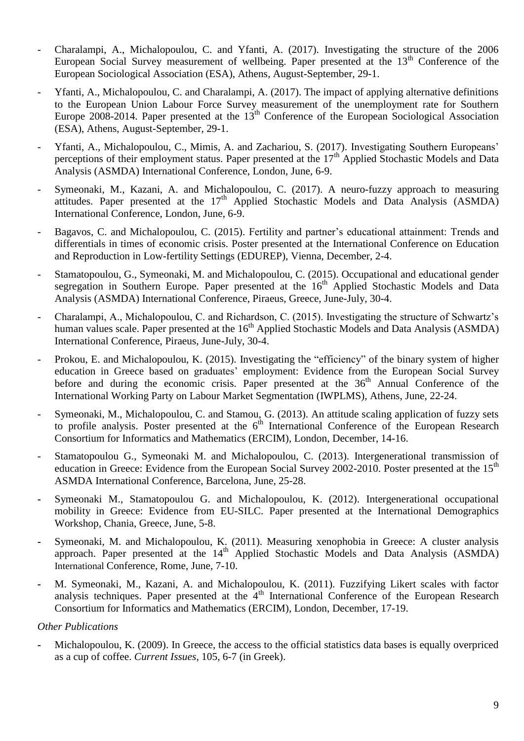- Charalampi, A., Michalopoulou, C. and Yfanti, A. (2017). Investigating the structure of the 2006 European Social Survey measurement of wellbeing. Paper presented at the 13th Conference of the European Sociological Association (ESA), Athens, August-September, 29-1.
- Yfanti, A., Michalopoulou, C. and Charalampi, A. (2017). The impact of applying alternative definitions to the European Union Labour Force Survey measurement of the unemployment rate for Southern Europe 2008-2014. Paper presented at the 13th Conference of the European Sociological Association (ESA), Athens, August-September, 29-1.
- Yfanti, A., Michalopoulou, C., Mimis, A. and Zachariou, S. (2017). Investigating Southern Europeans' perceptions of their employment status. Paper presented at the 17th Applied Stochastic Models and Data Analysis (ASMDA) International Conference, London, June, 6-9.
- Symeonaki, M., Kazani, A. and Michalopoulou, C. (2017). A neuro-fuzzy approach to measuring attitudes. Paper presented at the 17th Applied Stochastic Models and Data Analysis (ASMDA) International Conference, London, June, 6-9.
- Bagavos, C. and Michalopoulou, C. (2015). Fertility and partner's educational attainment: Trends and differentials in times of economic crisis. Poster presented at the International Conference on Education and Reproduction in Low-fertility Settings (EDUREP), Vienna, December, 2-4.
- Stamatopoulou, G., Symeonaki, M. and Michalopoulou, C. (2015). Occupational and educational gender segregation in Southern Europe. Paper presented at the 16th Applied Stochastic Models and Data Analysis (ASMDA) International Conference, Piraeus, Greece, June-July, 30-4.
- Charalampi, A., Michalopoulou, C. and Richardson, C. (2015). Investigating the structure of Schwartz's human values scale. Paper presented at the 16th Applied Stochastic Models and Data Analysis (ASMDA) International Conference, Piraeus, June-July, 30-4.
- Prokou, E. and Michalopoulou, K. (2015). Investigating the "efficiency" of the binary system of higher education in Greece based on graduates' employment: Evidence from the European Social Survey before and during the economic crisis. Paper presented at the 36th Annual Conference of the International Working Party on Labour Market Segmentation (IWPLMS), Athens, June, 22-24.
- Symeonaki, M., Michalopoulou, C. and Stamou, G. (2013). An attitude scaling application of fuzzy sets to profile analysis. Poster presented at the 6th International Conference of the European Research Consortium for Informatics and Mathematics (ERCIM), London, December, 14-16.
- Stamatopoulou G., Symeonaki M. and Michalopoulou, C. (2013). Intergenerational transmission of education in Greece: Evidence from the European Social Survey 2002-2010. Poster presented at the 15th ASMDA International Conference, Barcelona, June, 25-28.
- Symeonaki M., Stamatopoulou G. and Michalopoulou, K. (2012). Intergenerational occupational mobility in Greece: Evidence from EU-SILC. Paper presented at the International Demographics Workshop, Chania, Greece, June, 5-8.
- Symeonaki, M. and Michalopoulou, K. (2011). Measuring xenophobia in Greece: A cluster analysis approach. Paper presented at the 14th Applied Stochastic Models and Data Analysis (ASMDA) International Conference, Rome, June, 7-10.
- M. Symeonaki, M., Kazani, A. and Michalopoulou, K. (2011). Fuzzifying Likert scales with factor analysis techniques. Paper presented at the 4th International Conference of the European Research Consortium for Informatics and Mathematics (ERCIM), London, December, 17-19.

*Other Publications*

- Michalopoulou, K. (2009). In Greece, the access to the official statistics data bases is equally overpriced as a cup of coffee. *Current Issues*, 105, 6-7 (in Greek).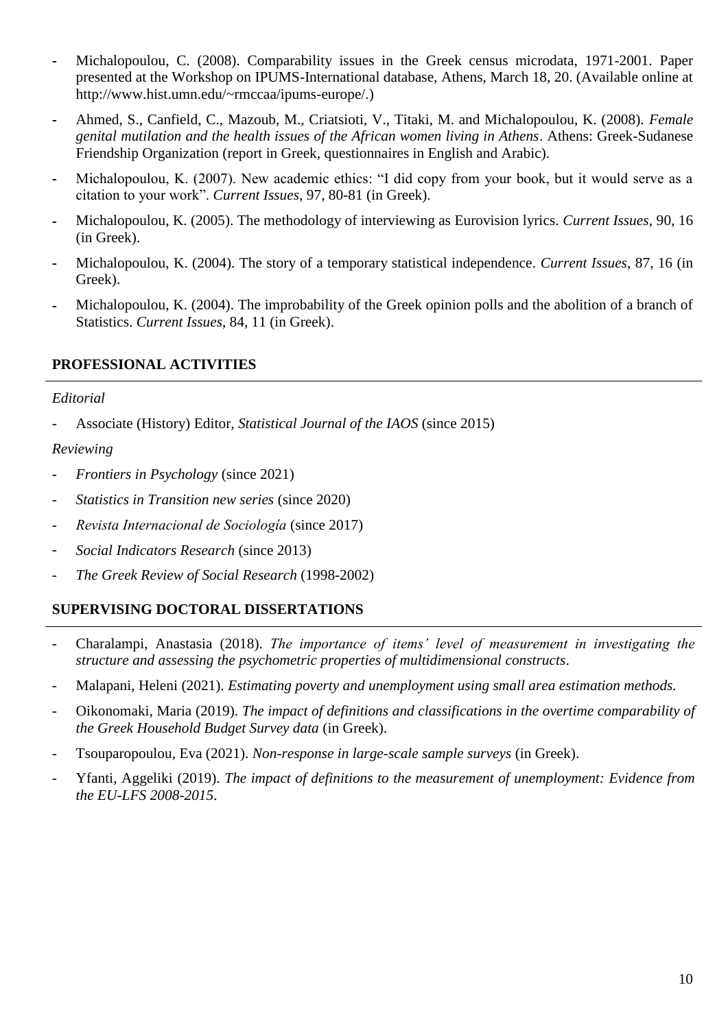- Michalopoulou, C. (2008). Comparability issues in the Greek census microdata, 1971-2001. Paper presented at the Workshop on IPUMS-International database, Athens, March 18, 20. (Available online at http://www.hist.umn.edu/~rmccaa/ipums-europe/.)
- Ahmed, S., Canfield, C., Mazoub, M., Criatsioti, V., Titaki, M. and Michalopoulou, K. (2008). *Female genital mutilation and the health issues of the African women living in Athens*. Athens: Greek-Sudanese Friendship Organization (report in Greek, questionnaires in English and Arabic).
- Michalopoulou, K. (2007). New academic ethics: "I did copy from your book, but it would serve as a citation to your work". *Current Issues*, 97, 80-81 (in Greek).
- Michalopoulou, K. (2005). The methodology of interviewing as Eurovision lyrics. *Current Issues*, 90, 16 (in Greek).
- Michalopoulou, K. (2004). The story of a temporary statistical independence. *Current Issues*, 87, 16 (in Greek).
- Michalopoulou, K. (2004). The improbability of the Greek opinion polls and the abolition of a branch of Statistics. *Current Issues*, 84, 11 (in Greek).

## PROFESSIONAL ACTIVITIES

*Editorial*

- Associate (History) Editor, *Statistical Journal of the IAOS* (since 2015)

*Reviewing*

- *Frontiers in Psychology* (since 2021)
- *Statistics in Transition new series* (since 2020)
- *Revista Internacional de Sociología* (since 2017)
- *Social Indicators Research* (since 2013)
- *The Greek Review of Social Research* (1998-2002)

## SUPERVISING DOCTORAL DISSERTATIONS

- Charalampi, Anastasia (2018). *The importance of items' level of measurement in investigating the structure and assessing the psychometric properties of multidimensional constructs*.
- Malapani, Heleni (2021). *Estimating poverty and unemployment using small area estimation methods.*
- Oikonomaki, Maria (2019). *The impact of definitions and classifications in the overtime comparability of the Greek Household Budget Survey data* (in Greek).
- Tsouparopoulou, Eva (2021). *Non-response in large-scale sample surveys* (in Greek).
- Yfanti, Aggeliki (2019). *The impact of definitions to the measurement of unemployment: Evidence from the EU-LFS 2008-2015*.